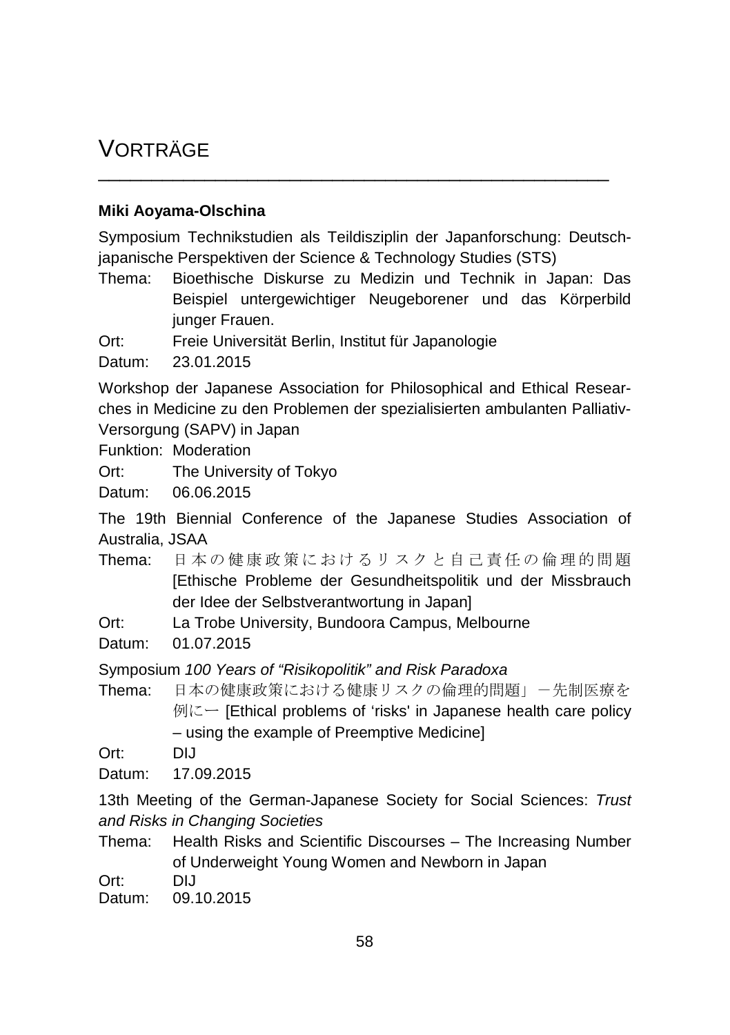# VORTRÄGE

### Miki Aoyama-Olschina

Symposium Technikstudien als Teildisziplin der Japanforschung: Deutsch-japanische Perspektiven der Science & Technology Studies (STS)

Thema: Bioethische Diskurse zu Medizin und Technik in Japan: Das Beispiel untergewichtiger Neugeborener und das Körperbild junger Frauen.

Ort: Freie Universität Berlin, Institut für Japanologie

Datum: 23.01.2015

Workshop der Japanese Association for Philosophical and Ethical Researches in Medicine zu den Problemen der spezialisierten ambulanten Palliativ-Versorgung (SAPV) in Japan

Funktion: Moderation

Ort: The University of Tokyo

Datum: 06.06.2015

The 19th Biennial Conference of the Japanese Studies Association of Australia, JSAA

Thema: 日本の健康政策におけるリスクと自己責任の倫理的問題 [Ethische Probleme der Gesundheitspolitik und der Missbrauch der Idee der Selbstverantwortung in Japan]

Ort: La Trobe University, Bundoora Campus, Melbourne

Datum: 01.07.2015

Symposium *100 Years of "Risikopolitik" and Risk Paradoxa*

Thema: 日本の健康政策における健康リスクの倫理的問題」－先制医療を例に－ [Ethical problems of 'risks' in Japanese health care policy – using the example of Preemptive Medicine]

Ort: DIJ

Datum: 17.09.2015

13th Meeting of the German-Japanese Society for Social Sciences: *Trust and Risks in Changing Societies*

Thema: Health Risks and Scientific Discourses – The Increasing Number of Underweight Young Women and Newborn in Japan

Ort: DIJ

Datum: 09.10.2015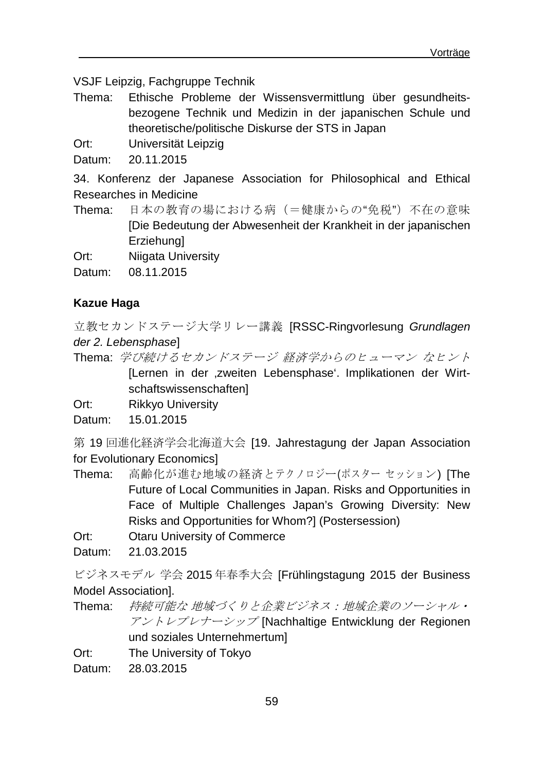VSJF Leipzig, Fachgruppe Technik

Thema: Ethische Probleme der Wissensvermittlung über gesundheitsbezogene Technik und Medizin in der japanischen Schule und theoretische/politische Diskurse der STS in Japan

Ort: Universität Leipzig

Datum: 20.11.2015

34. Konferenz der Japanese Association for Philosophical and Ethical Researches in Medicine

Thema: 日本の教育の場における病（＝健康からの"免税"）不在の意味 [Die Bedeutung der Abwesenheit der Krankheit in der japanischen Erziehung]

Ort: Niigata University

Datum: 08.11.2015

**Kazue Haga**

立教セカンドステージ大学リレー講義 [RSSC-Ringvorlesung *Grundlagen der 2. Lebensphase*]

Thema: *学び続けるセカンドステージ 経済学からのヒューマン なヒント* [Lernen in der ‚zweiten Lebensphase'. Implikationen der Wirtschaftswissenschaften]

Ort: Rikkyo University

Datum: 15.01.2015

第 19 回進化経済学会北海道大会 [19. Jahrestagung der Japan Association for Evolutionary Economics]

Thema: 高齢化が進む地域の経済とテクノロジー(ポスター セッション) [The Future of Local Communities in Japan. Risks and Opportunities in Face of Multiple Challenges Japan's Growing Diversity: New Risks and Opportunities for Whom?] (Postersession)

Ort: Otaru University of Commerce

Datum: 21.03.2015

ビジネスモデル 学会 2015 年春季大会 [Frühlingstagung 2015 der Business Model Association].

Thema: *持続可能な 地域づくりと企業ビジネス：地域企業のソーシャル・アントレプレナーシップ* [Nachhaltige Entwicklung der Regionen und soziales Unternehmertum]

Ort: The University of Tokyo

Datum: 28.03.2015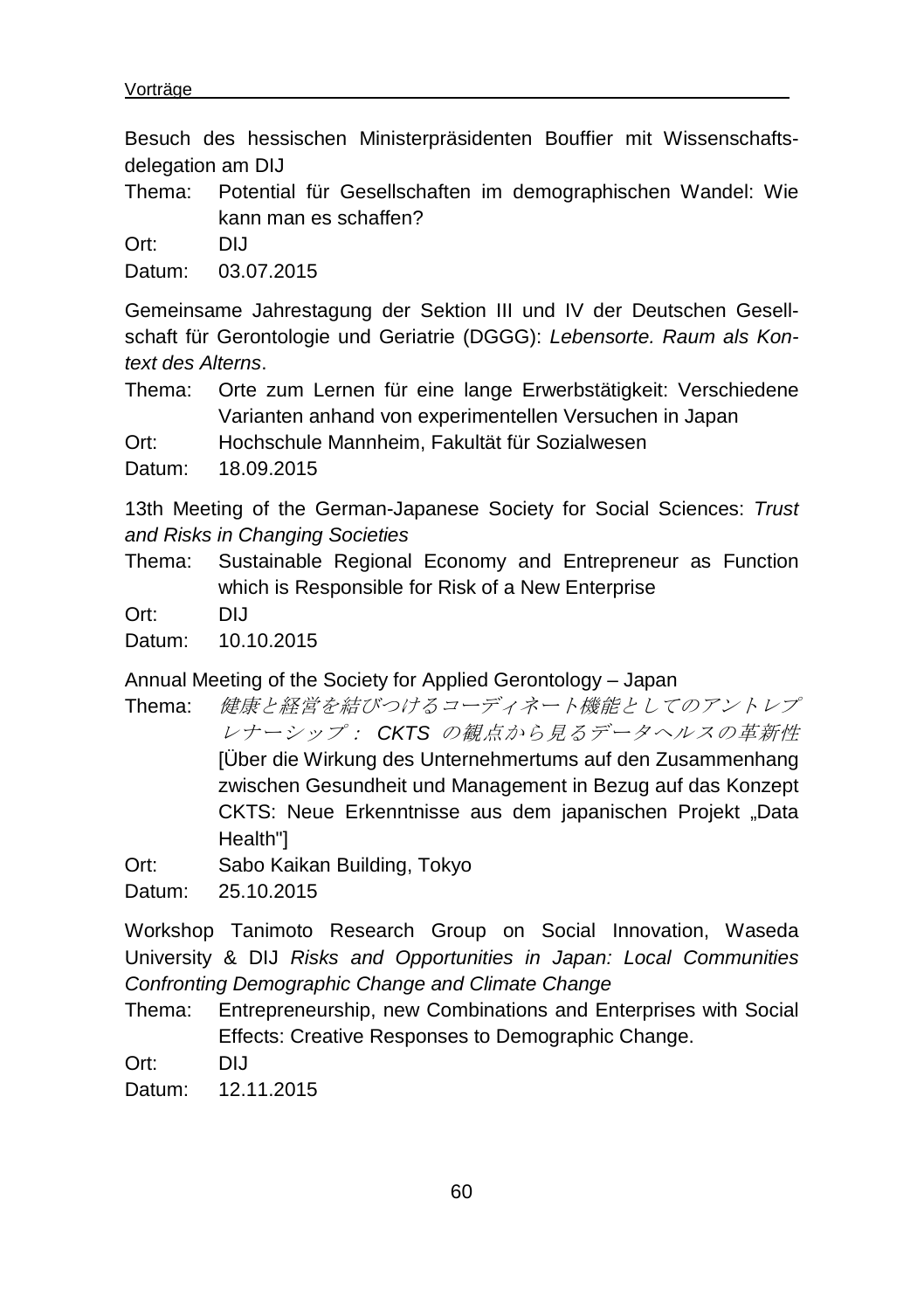Besuch des hessischen Ministerpräsidenten Bouffier mit Wissenschaftsdelegation am DIJ

Thema: Potential für Gesellschaften im demographischen Wandel: Wie kann man es schaffen?

Ort: DIJ

Datum: 03.07.2015

Gemeinsame Jahrestagung der Sektion III und IV der Deutschen Gesellschaft für Gerontologie und Geriatrie (DGGG): *Lebensorte. Raum als Kontext des Alterns*.

Thema: Orte zum Lernen für eine lange Erwerbstätigkeit: Verschiedene Varianten anhand von experimentellen Versuchen in Japan

Ort: Hochschule Mannheim, Fakultät für Sozialwesen

Datum: 18.09.2015

13th Meeting of the German-Japanese Society for Social Sciences: *Trust and Risks in Changing Societies*

Thema: Sustainable Regional Economy and Entrepreneur as Function which is Responsible for Risk of a New Enterprise

Ort: DIJ

Datum: 10.10.2015

Annual Meeting of the Society for Applied Gerontology – Japan

Thema: *健康と経営を結びつけるコーディネート機能としてのアントレプレナーシップ： CKTS の観点から見るデータヘルスの革新性* [Über die Wirkung des Unternehmertums auf den Zusammenhang zwischen Gesundheit und Management in Bezug auf das Konzept CKTS: Neue Erkenntnisse aus dem japanischen Projekt „Data Health"]

Ort: Sabo Kaikan Building, Tokyo

Datum: 25.10.2015

Workshop Tanimoto Research Group on Social Innovation, Waseda University & DIJ *Risks and Opportunities in Japan: Local Communities Confronting Demographic Change and Climate Change*

Thema: Entrepreneurship, new Combinations and Enterprises with Social Effects: Creative Responses to Demographic Change.

Ort: DIJ

Datum: 12.11.2015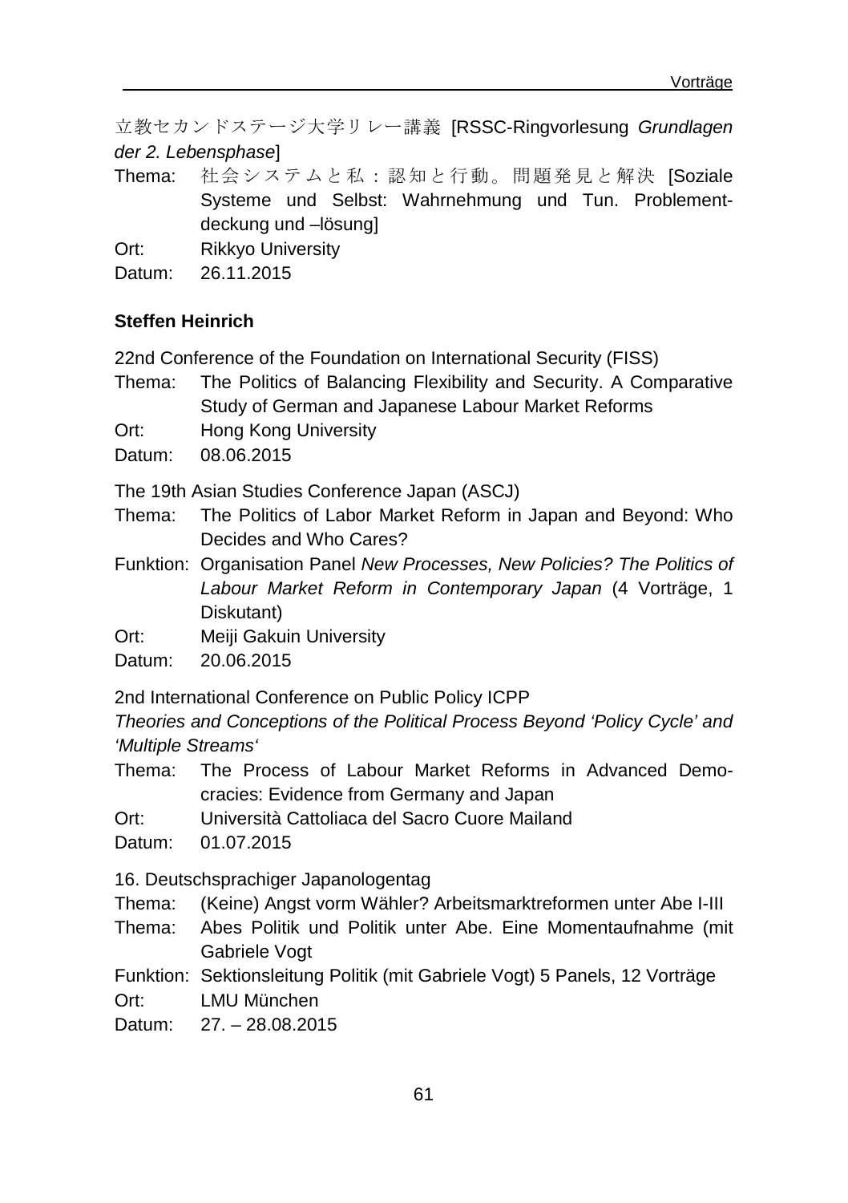立教セカンドステージ大学リレー講義 [RSSC-Ringvorlesung *Grundlagen der 2. Lebensphase*]

Thema: 社会システムと私：認知と行動。問題発見と解決 [Soziale Systeme und Selbst: Wahrnehmung und Tun. Problementdeckung und –lösung]

Ort: Rikkyo University

Datum: 26.11.2015

**Steffen Heinrich**

22nd Conference of the Foundation on International Security (FISS)

Thema: The Politics of Balancing Flexibility and Security. A Comparative Study of German and Japanese Labour Market Reforms

Ort: Hong Kong University

Datum: 08.06.2015

The 19th Asian Studies Conference Japan (ASCJ)

Thema: The Politics of Labor Market Reform in Japan and Beyond: Who Decides and Who Cares?

Funktion: Organisation Panel *New Processes, New Policies? The Politics of Labour Market Reform in Contemporary Japan* (4 Vorträge, 1 Diskutant)

Ort: Meiji Gakuin University

Datum: 20.06.2015

2nd International Conference on Public Policy ICPP

*Theories and Conceptions of the Political Process Beyond 'Policy Cycle' and 'Multiple Streams'*

Thema: The Process of Labour Market Reforms in Advanced Democracies: Evidence from Germany and Japan

Ort: Università Cattoliaca del Sacro Cuore Mailand

Datum: 01.07.2015

16. Deutschsprachiger Japanologentag

Thema: (Keine) Angst vorm Wähler? Arbeitsmarktreformen unter Abe I-III

Thema: Abes Politik und Politik unter Abe. Eine Momentaufnahme (mit Gabriele Vogt

Funktion: Sektionsleitung Politik (mit Gabriele Vogt) 5 Panels, 12 Vorträge

Ort: LMU München

Datum: 27. – 28.08.2015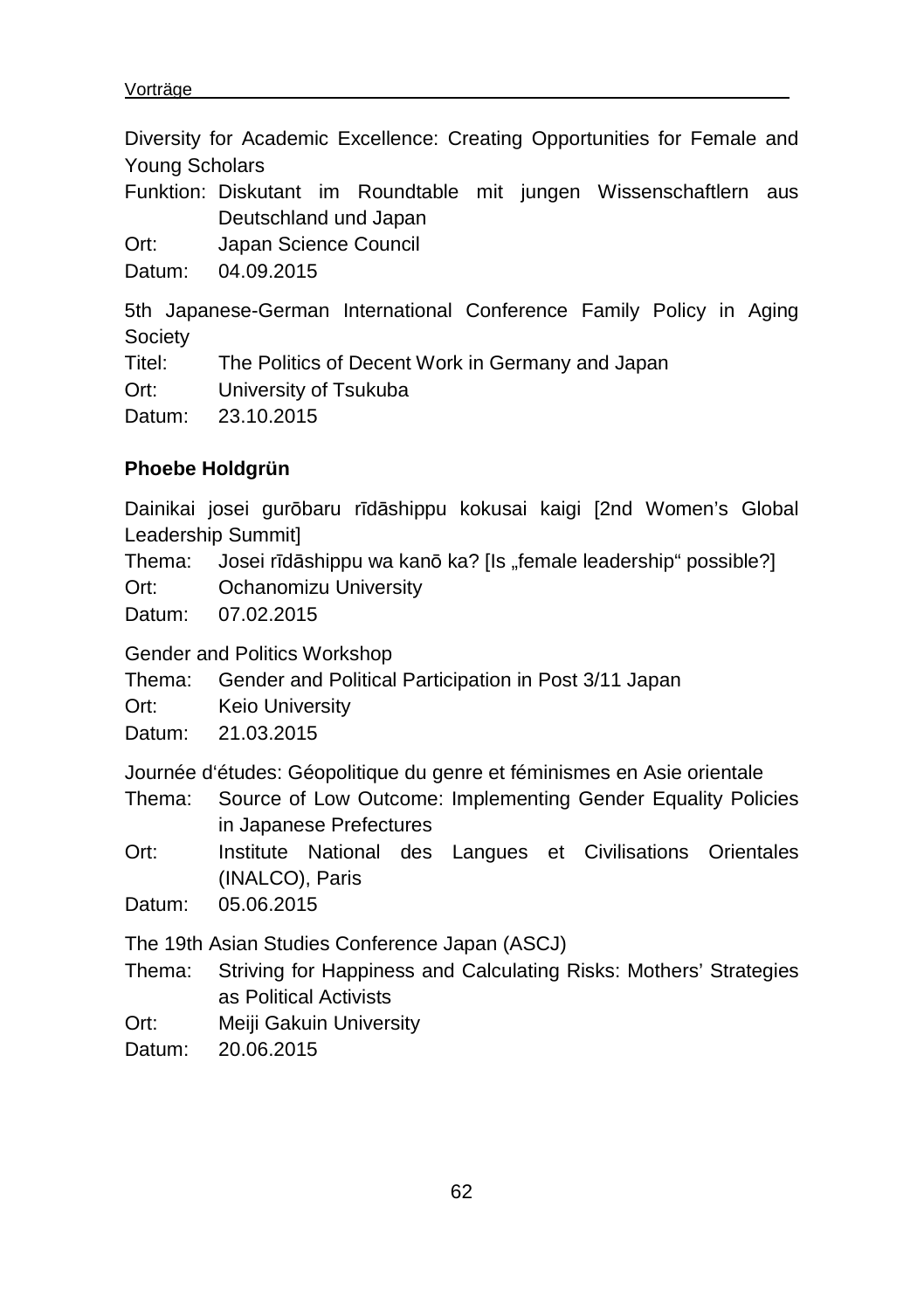Diversity for Academic Excellence: Creating Opportunities for Female and Young Scholars

Funktion: Diskutant im Roundtable mit jungen Wissenschaftlern aus Deutschland und Japan
Ort: Japan Science Council
Datum: 04.09.2015

5th Japanese-German International Conference Family Policy in Aging Society

Titel: The Politics of Decent Work in Germany and Japan
Ort: University of Tsukuba
Datum: 23.10.2015

**Phoebe Holdgrün**

Dainikai josei gurōbaru rīdāshippu kokusai kaigi [2nd Women's Global Leadership Summit]

Thema: Josei rīdāshippu wa kanō ka? [Is „female leadership" possible?]
Ort: Ochanomizu University
Datum: 07.02.2015

Gender and Politics Workshop

Thema: Gender and Political Participation in Post 3/11 Japan
Ort: Keio University
Datum: 21.03.2015

Journée d'études: Géopolitique du genre et féminismes en Asie orientale

Thema: Source of Low Outcome: Implementing Gender Equality Policies in Japanese Prefectures
Ort: Institute National des Langues et Civilisations Orientales (INALCO), Paris
Datum: 05.06.2015

The 19th Asian Studies Conference Japan (ASCJ)

Thema: Striving for Happiness and Calculating Risks: Mothers' Strategies as Political Activists
Ort: Meiji Gakuin University
Datum: 20.06.2015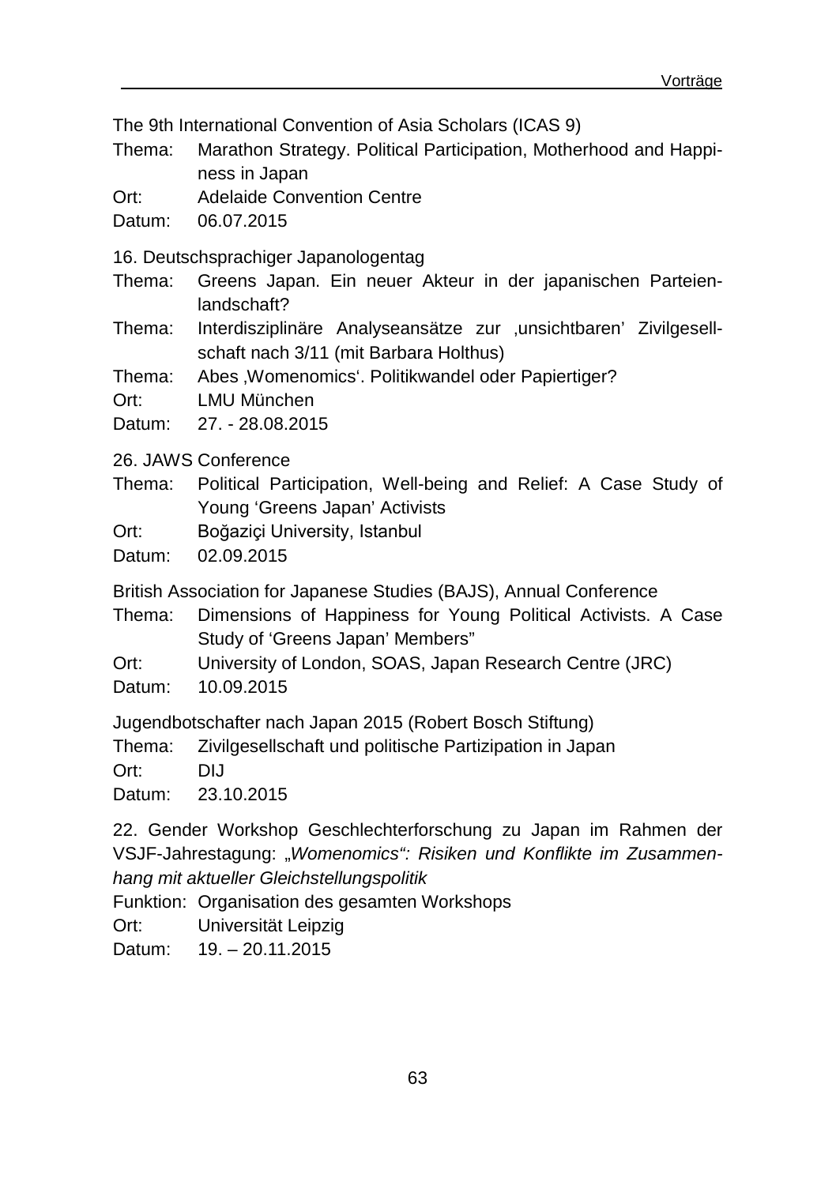The 9th International Convention of Asia Scholars (ICAS 9)

Thema: Marathon Strategy. Political Participation, Motherhood and Happiness in Japan
Ort: Adelaide Convention Centre
Datum: 06.07.2015

16. Deutschsprachiger Japanologentag

Thema: Greens Japan. Ein neuer Akteur in der japanischen Parteienlandschaft?
Thema: Interdisziplinäre Analyseansätze zur ‚unsichtbaren' Zivilgesellschaft nach 3/11 (mit Barbara Holthus)
Thema: Abes ‚Womenomics'. Politikwandel oder Papiertiger?
Ort: LMU München
Datum: 27. - 28.08.2015

26. JAWS Conference

Thema: Political Participation, Well-being and Relief: A Case Study of Young 'Greens Japan' Activists
Ort: Boğaziçi University, Istanbul
Datum: 02.09.2015

British Association for Japanese Studies (BAJS), Annual Conference

Thema: Dimensions of Happiness for Young Political Activists. A Case Study of 'Greens Japan' Members"
Ort: University of London, SOAS, Japan Research Centre (JRC)
Datum: 10.09.2015

Jugendbotschafter nach Japan 2015 (Robert Bosch Stiftung)

Thema: Zivilgesellschaft und politische Partizipation in Japan
Ort: DIJ
Datum: 23.10.2015

22. Gender Workshop Geschlechterforschung zu Japan im Rahmen der VSJF-Jahrestagung: *„Womenomics": Risiken und Konflikte im Zusammenhang mit aktueller Gleichstellungspolitik*

Funktion: Organisation des gesamten Workshops
Ort: Universität Leipzig
Datum: 19. – 20.11.2015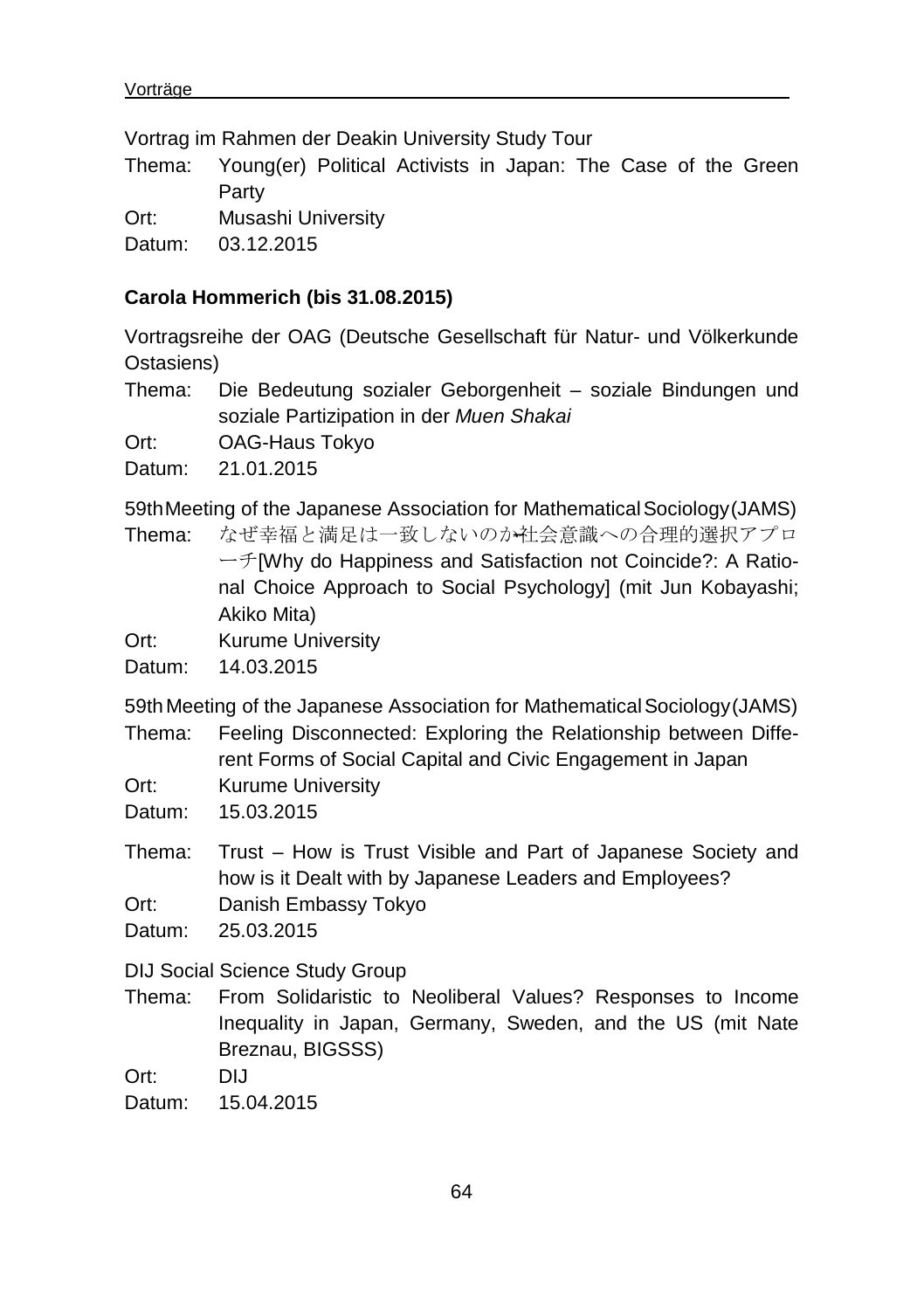Vortrag im Rahmen der Deakin University Study Tour

Thema: Young(er) Political Activists in Japan: The Case of the Green Party
Ort: Musashi University
Datum: 03.12.2015

**Carola Hommerich (bis 31.08.2015)**

Vortragsreihe der OAG (Deutsche Gesellschaft für Natur- und Völkerkunde Ostasiens)

Thema: Die Bedeutung sozialer Geborgenheit – soziale Bindungen und soziale Partizipation in der *Muen Shakai*
Ort: OAG-Haus Tokyo
Datum: 21.01.2015

59th Meeting of the Japanese Association for Mathematical Sociology (JAMS)

Thema: なぜ幸福と満足は一致しないのか-社会意識への合理的選択アプローチ[Why do Happiness and Satisfaction not Coincide?: A Rational Choice Approach to Social Psychology] (mit Jun Kobayashi; Akiko Mita)
Ort: Kurume University
Datum: 14.03.2015

59th Meeting of the Japanese Association for Mathematical Sociology (JAMS)

Thema: Feeling Disconnected: Exploring the Relationship between Different Forms of Social Capital and Civic Engagement in Japan
Ort: Kurume University
Datum: 15.03.2015

Thema: Trust – How is Trust Visible and Part of Japanese Society and how is it Dealt with by Japanese Leaders and Employees?
Ort: Danish Embassy Tokyo
Datum: 25.03.2015

DIJ Social Science Study Group

Thema: From Solidaristic to Neoliberal Values? Responses to Income Inequality in Japan, Germany, Sweden, and the US (mit Nate Breznau, BIGSSS)
Ort: DIJ
Datum: 15.04.2015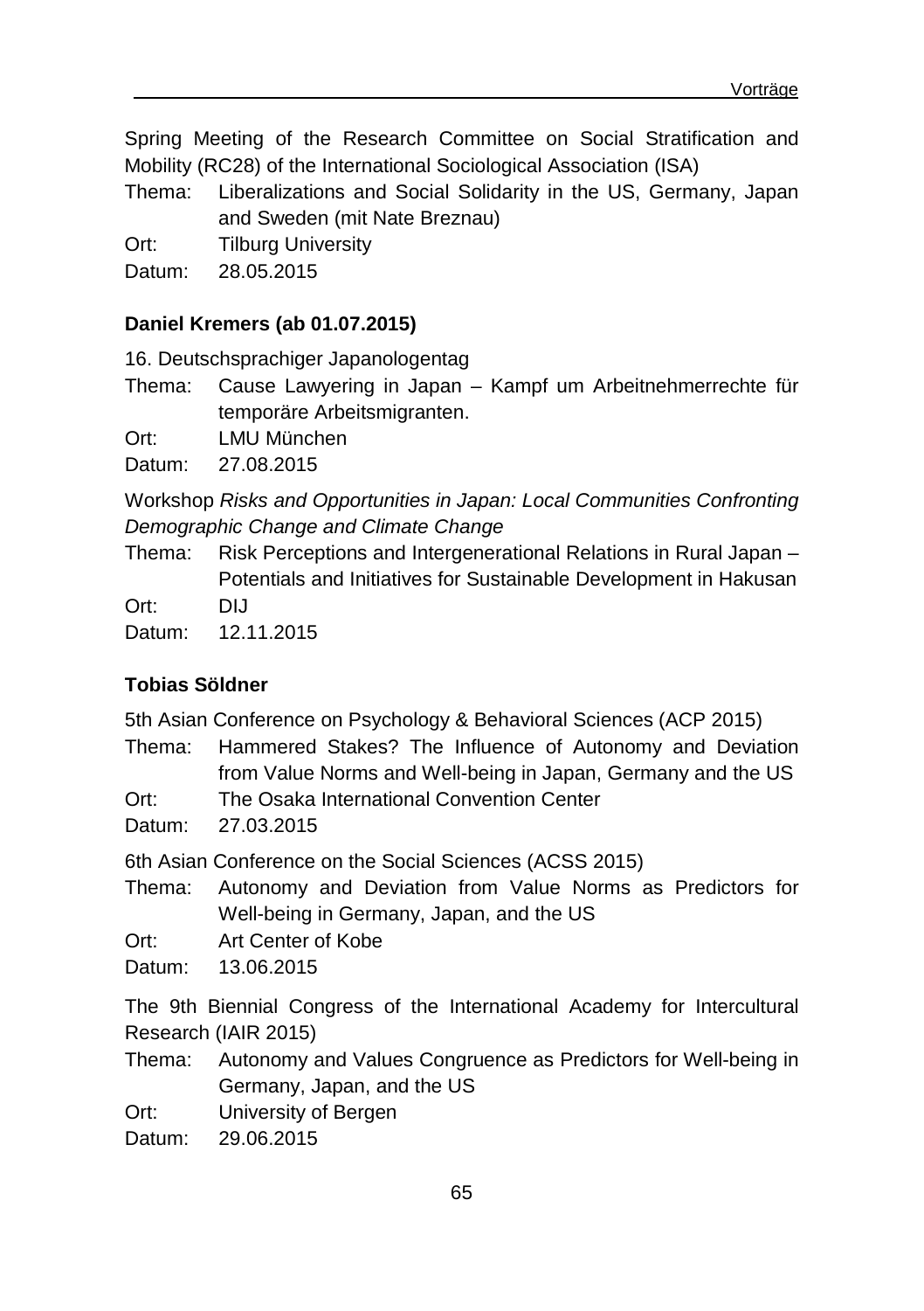Spring Meeting of the Research Committee on Social Stratification and Mobility (RC28) of the International Sociological Association (ISA)

Thema: Liberalizations and Social Solidarity in the US, Germany, Japan and Sweden (mit Nate Breznau)
Ort: Tilburg University
Datum: 28.05.2015

**Daniel Kremers (ab 01.07.2015)**

16. Deutschsprachiger Japanologentag

Thema: Cause Lawyering in Japan – Kampf um Arbeitnehmerrechte für temporäre Arbeitsmigranten.
Ort: LMU München
Datum: 27.08.2015

Workshop *Risks and Opportunities in Japan: Local Communities Confronting Demographic Change and Climate Change*

Thema: Risk Perceptions and Intergenerational Relations in Rural Japan – Potentials and Initiatives for Sustainable Development in Hakusan
Ort: DIJ
Datum: 12.11.2015

**Tobias Söldner**

5th Asian Conference on Psychology & Behavioral Sciences (ACP 2015)

Thema: Hammered Stakes? The Influence of Autonomy and Deviation from Value Norms and Well-being in Japan, Germany and the US
Ort: The Osaka International Convention Center
Datum: 27.03.2015

6th Asian Conference on the Social Sciences (ACSS 2015)

Thema: Autonomy and Deviation from Value Norms as Predictors for Well-being in Germany, Japan, and the US
Ort: Art Center of Kobe
Datum: 13.06.2015

The 9th Biennial Congress of the International Academy for Intercultural Research (IAIR 2015)

Thema: Autonomy and Values Congruence as Predictors for Well-being in Germany, Japan, and the US
Ort: University of Bergen
Datum: 29.06.2015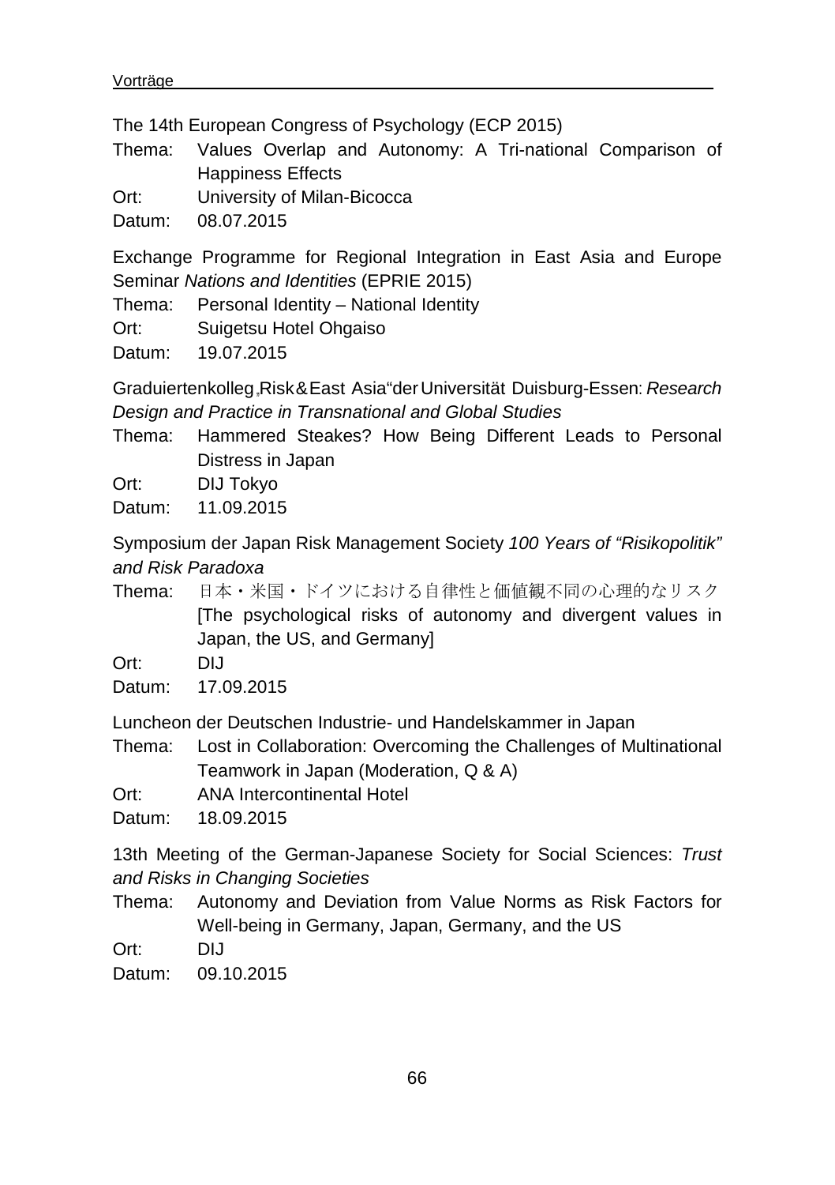The 14th European Congress of Psychology (ECP 2015)

Thema: Values Overlap and Autonomy: A Tri-national Comparison of Happiness Effects
Ort: University of Milan-Bicocca
Datum: 08.07.2015

Exchange Programme for Regional Integration in East Asia and Europe Seminar *Nations and Identities* (EPRIE 2015)

Thema: Personal Identity – National Identity
Ort: Suigetsu Hotel Ohgaiso
Datum: 19.07.2015

Graduiertenkolleg „Risk & East Asia“ der Universität Duisburg-Essen: *Research Design and Practice in Transnational and Global Studies*

Thema: Hammered Steakes? How Being Different Leads to Personal Distress in Japan
Ort: DIJ Tokyo
Datum: 11.09.2015

Symposium der Japan Risk Management Society *100 Years of "Risikopolitik" and Risk Paradoxa*

Thema: 日本・米国・ドイツにおける自律性と価値観不同の心理的なリスク [The psychological risks of autonomy and divergent values in Japan, the US, and Germany]
Ort: DIJ
Datum: 17.09.2015

Luncheon der Deutschen Industrie- und Handelskammer in Japan

Thema: Lost in Collaboration: Overcoming the Challenges of Multinational Teamwork in Japan (Moderation, Q & A)
Ort: ANA Intercontinental Hotel
Datum: 18.09.2015

13th Meeting of the German-Japanese Society for Social Sciences: *Trust and Risks in Changing Societies*

Thema: Autonomy and Deviation from Value Norms as Risk Factors for Well-being in Germany, Japan, Germany, and the US
Ort: DIJ
Datum: 09.10.2015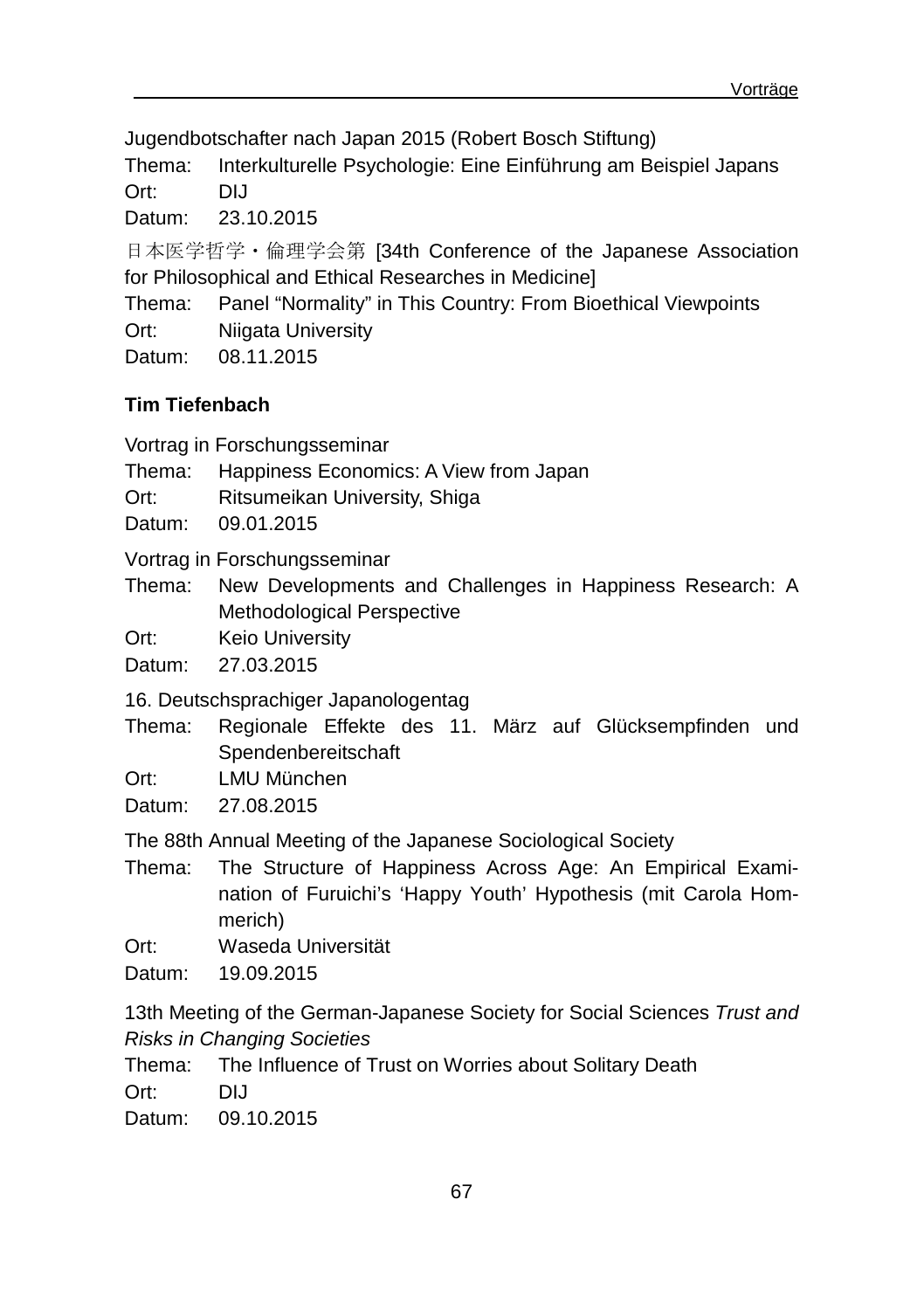Jugendbotschafter nach Japan 2015 (Robert Bosch Stiftung)

Thema: Interkulturelle Psychologie: Eine Einführung am Beispiel Japans
Ort: DIJ
Datum: 23.10.2015

日本医学哲学・倫理学会第 [34th Conference of the Japanese Association for Philosophical and Ethical Researches in Medicine]

Thema: Panel "Normality" in This Country: From Bioethical Viewpoints
Ort: Niigata University
Datum: 08.11.2015

**Tim Tiefenbach**

Vortrag in Forschungsseminar

Thema: Happiness Economics: A View from Japan
Ort: Ritsumeikan University, Shiga
Datum: 09.01.2015

Vortrag in Forschungsseminar

Thema: New Developments and Challenges in Happiness Research: A Methodological Perspective
Ort: Keio University
Datum: 27.03.2015

16. Deutschsprachiger Japanologentag

Thema: Regionale Effekte des 11. März auf Glücksempfinden und Spendenbereitschaft
Ort: LMU München
Datum: 27.08.2015

The 88th Annual Meeting of the Japanese Sociological Society

Thema: The Structure of Happiness Across Age: An Empirical Examination of Furuichi's 'Happy Youth' Hypothesis (mit Carola Hommerich)
Ort: Waseda Universität
Datum: 19.09.2015

13th Meeting of the German-Japanese Society for Social Sciences *Trust and Risks in Changing Societies*

Thema: The Influence of Trust on Worries about Solitary Death
Ort: DIJ
Datum: 09.10.2015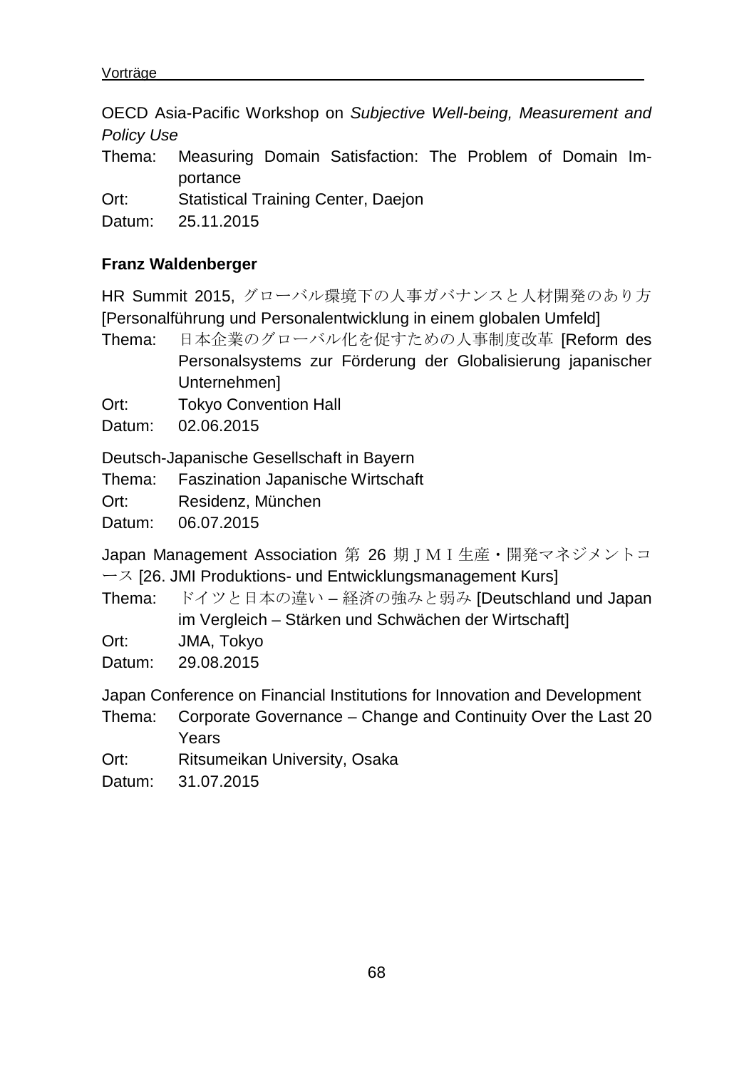OECD Asia-Pacific Workshop on *Subjective Well-being, Measurement and Policy Use*

Thema: Measuring Domain Satisfaction: The Problem of Domain Importance

Ort: Statistical Training Center, Daejon

Datum: 25.11.2015

**Franz Waldenberger**

HR Summit 2015, グローバル環境下の人事ガバナンスと人材開発のあり方 [Personalführung und Personalentwicklung in einem globalen Umfeld]

Thema: 日本企業のグローバル化を促すための人事制度改革 [Reform des Personalsystems zur Förderung der Globalisierung japanischer Unternehmen]

Ort: Tokyo Convention Hall

Datum: 02.06.2015

Deutsch-Japanische Gesellschaft in Bayern

Thema: Faszination Japanische Wirtschaft

Ort: Residenz, München

Datum: 06.07.2015

Japan Management Association 第 26 期ＪＭＩ生産・開発マネジメントコース [26. JMI Produktions- und Entwicklungsmanagement Kurs]

Thema: ドイツと日本の違い – 経済の強みと弱み [Deutschland und Japan im Vergleich – Stärken und Schwächen der Wirtschaft]

Ort: JMA, Tokyo

Datum: 29.08.2015

Japan Conference on Financial Institutions for Innovation and Development

Thema: Corporate Governance – Change and Continuity Over the Last 20 Years

Ort: Ritsumeikan University, Osaka

Datum: 31.07.2015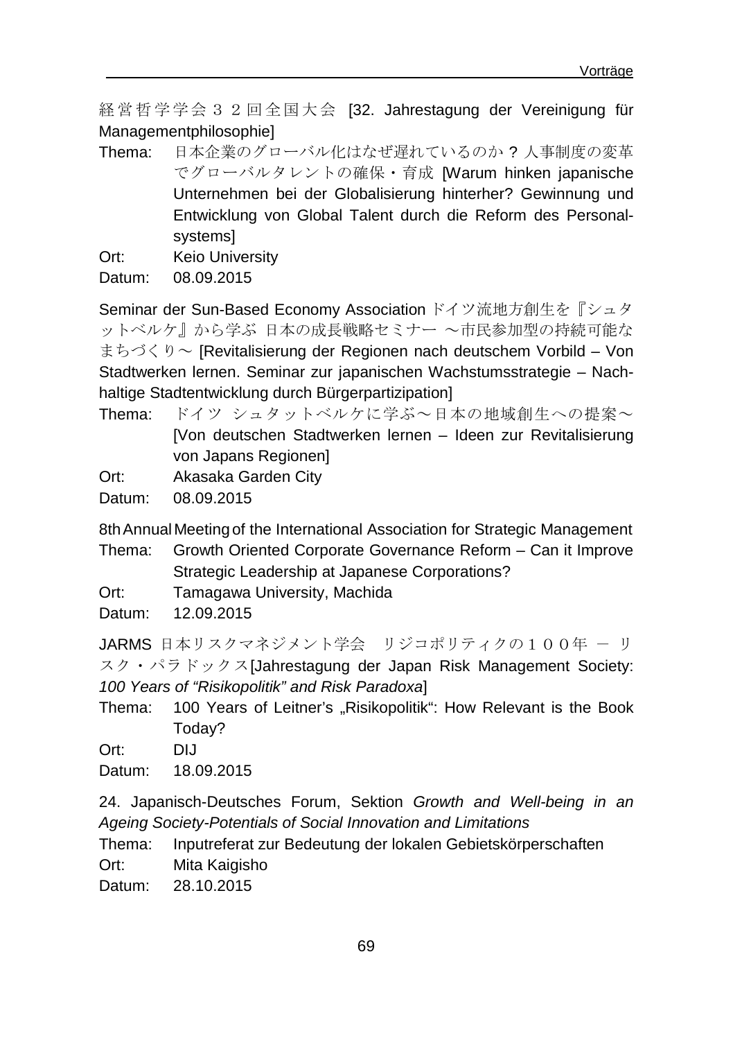経営哲学学会３２回全国大会 [32. Jahrestagung der Vereinigung für Managementphilosophie]

Thema: 日本企業のグローバル化はなぜ遅れているのか？人事制度の変革でグローバルタレントの確保・育成 [Warum hinken japanische Unternehmen bei der Globalisierung hinterher? Gewinnung und Entwicklung von Global Talent durch die Reform des Personalsystems]
Ort: Keio University
Datum: 08.09.2015

Seminar der Sun-Based Economy Association ドイツ流地方創生を『シュタットベルケ』から学ぶ 日本の成長戦略セミナー 〜市民参加型の持続可能なまちづくり〜 [Revitalisierung der Regionen nach deutschem Vorbild – Von Stadtwerken lernen. Seminar zur japanischen Wachstumsstrategie – Nachhaltige Stadtentwicklung durch Bürgerpartizipation]

Thema: ドイツ シュタットベルケに学ぶ〜日本の地域創生への提案〜 [Von deutschen Stadtwerken lernen – Ideen zur Revitalisierung von Japans Regionen]
Ort: Akasaka Garden City
Datum: 08.09.2015

8th Annual Meeting of the International Association for Strategic Management

Thema: Growth Oriented Corporate Governance Reform – Can it Improve Strategic Leadership at Japanese Corporations?
Ort: Tamagawa University, Machida
Datum: 12.09.2015

JARMS 日本リスクマネジメント学会 リジコポリティクの１００年 ― リスク・パラドックス[Jahrestagung der Japan Risk Management Society: *100 Years of "Risikopolitik" and Risk Paradoxa*]

Thema: 100 Years of Leitner's „Risikopolitik": How Relevant is the Book Today?
Ort: DIJ
Datum: 18.09.2015

24. Japanisch-Deutsches Forum, Sektion *Growth and Well-being in an Ageing Society-Potentials of Social Innovation and Limitations*

Thema: Inputreferat zur Bedeutung der lokalen Gebietskörperschaften
Ort: Mita Kaigisho
Datum: 28.10.2015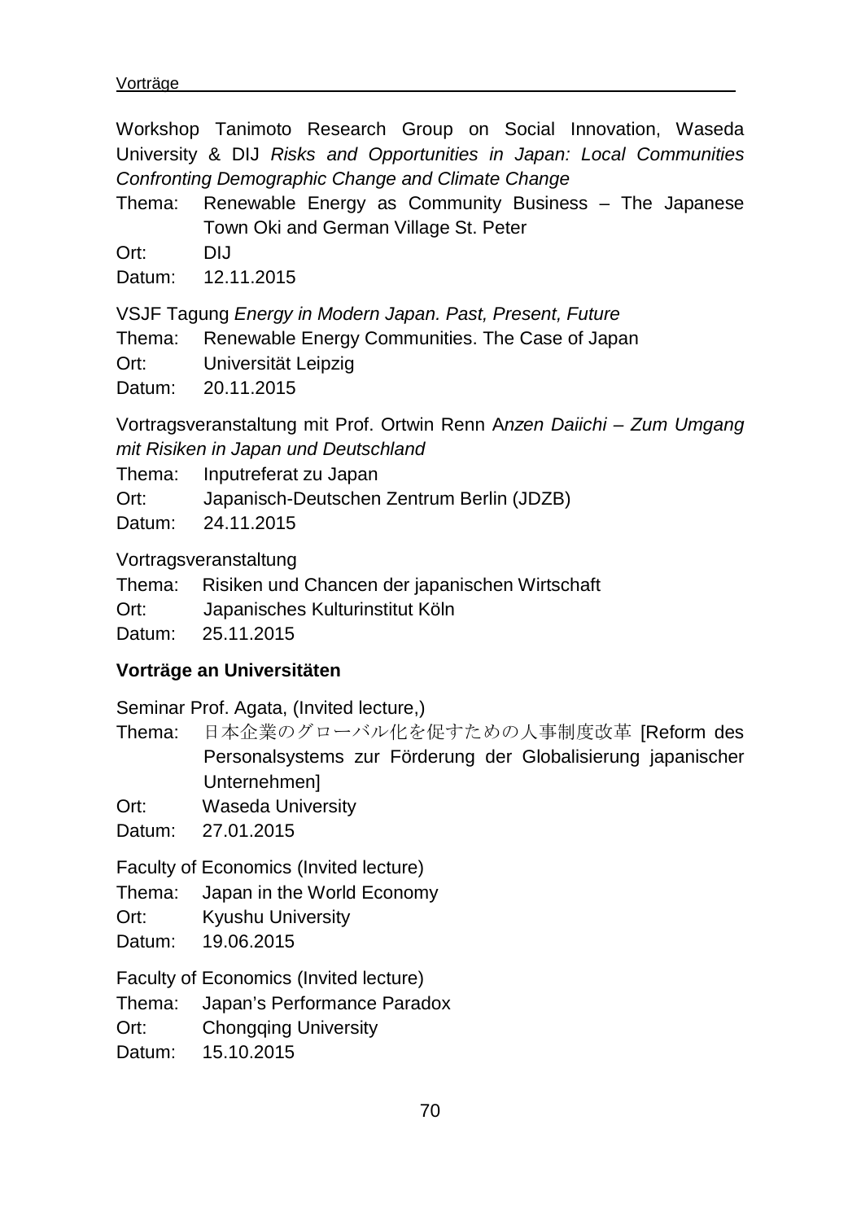Workshop Tanimoto Research Group on Social Innovation, Waseda University & DIJ *Risks and Opportunities in Japan: Local Communities Confronting Demographic Change and Climate Change*

Thema: Renewable Energy as Community Business – The Japanese Town Oki and German Village St. Peter
Ort: DIJ
Datum: 12.11.2015

VSJF Tagung *Energy in Modern Japan. Past, Present, Future*

Thema: Renewable Energy Communities. The Case of Japan
Ort: Universität Leipzig
Datum: 20.11.2015

Vortragsveranstaltung mit Prof. Ortwin Renn A*nzen Daiichi – Zum Umgang mit Risiken in Japan und Deutschland*

Thema: Inputreferat zu Japan
Ort: Japanisch-Deutschen Zentrum Berlin (JDZB)
Datum: 24.11.2015

Vortragsveranstaltung

Thema: Risiken und Chancen der japanischen Wirtschaft
Ort: Japanisches Kulturinstitut Köln
Datum: 25.11.2015

### Vorträge an Universitäten

Seminar Prof. Agata, (Invited lecture,)

Thema: 日本企業のグローバル化を促すための人事制度改革 [Reform des Personalsystems zur Förderung der Globalisierung japanischer Unternehmen]
Ort: Waseda University
Datum: 27.01.2015

Faculty of Economics (Invited lecture)

Thema: Japan in the World Economy
Ort: Kyushu University
Datum: 19.06.2015

Faculty of Economics (Invited lecture)

Thema: Japan's Performance Paradox
Ort: Chongqing University
Datum: 15.10.2015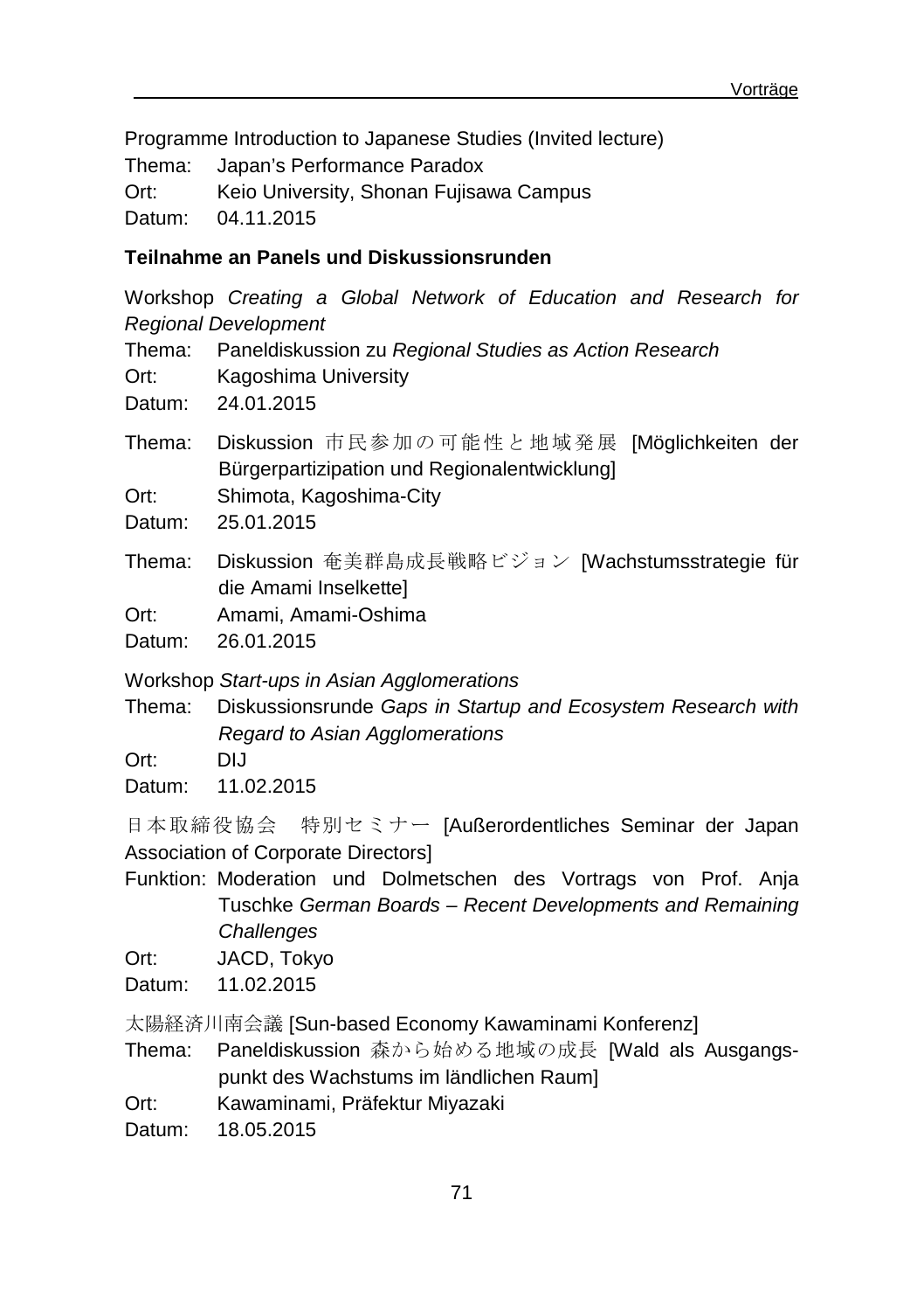Programme Introduction to Japanese Studies (Invited lecture)

Thema: Japan's Performance Paradox

Ort: Keio University, Shonan Fujisawa Campus

Datum: 04.11.2015

**Teilnahme an Panels und Diskussionsrunden**

Workshop *Creating a Global Network of Education and Research for Regional Development*

Thema: Paneldiskussion zu *Regional Studies as Action Research*

Ort: Kagoshima University

Datum: 24.01.2015

Thema: Diskussion 市民参加の可能性と地域発展 [Möglichkeiten der Bürgerpartizipation und Regionalentwicklung]

Ort: Shimota, Kagoshima-City

Datum: 25.01.2015

Thema: Diskussion 奄美群島成長戦略ビジョン [Wachstumsstrategie für die Amami Inselkette]

Ort: Amami, Amami-Oshima

Datum: 26.01.2015

Workshop *Start-ups in Asian Agglomerations*

Thema: Diskussionsrunde *Gaps in Startup and Ecosystem Research with Regard to Asian Agglomerations*

Ort: DIJ

Datum: 11.02.2015

日本取締役協会　特別セミナー [Außerordentliches Seminar der Japan Association of Corporate Directors]

Funktion: Moderation und Dolmetschen des Vortrags von Prof. Anja Tuschke *German Boards – Recent Developments and Remaining Challenges*

Ort: JACD, Tokyo

Datum: 11.02.2015

太陽経済川南会議 [Sun-based Economy Kawaminami Konferenz]

Thema: Paneldiskussion 森から始める地域の成長 [Wald als Ausgangspunkt des Wachstums im ländlichen Raum]

Ort: Kawaminami, Präfektur Miyazaki

Datum: 18.05.2015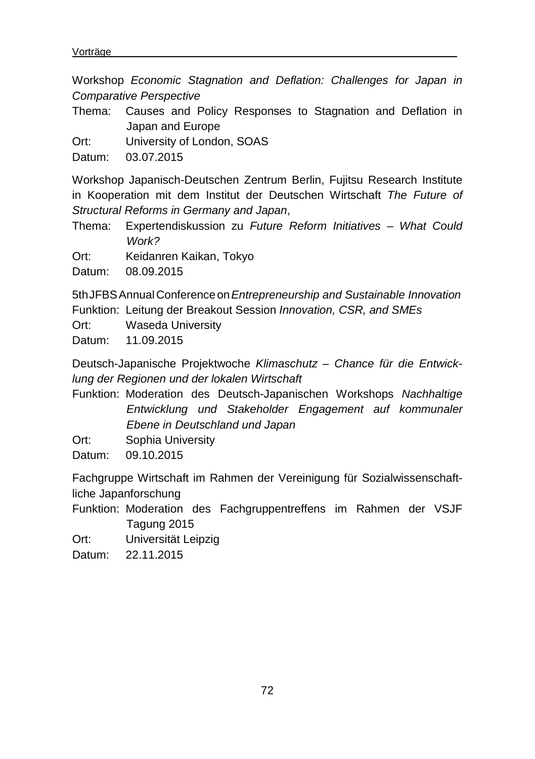Workshop *Economic Stagnation and Deflation: Challenges for Japan in Comparative Perspective*

Thema: Causes and Policy Responses to Stagnation and Deflation in Japan and Europe
Ort: University of London, SOAS
Datum: 03.07.2015

Workshop Japanisch-Deutschen Zentrum Berlin, Fujitsu Research Institute in Kooperation mit dem Institut der Deutschen Wirtschaft *The Future of Structural Reforms in Germany and Japan*,

Thema: Expertendiskussion zu *Future Reform Initiatives – What Could Work?*
Ort: Keidanren Kaikan, Tokyo
Datum: 08.09.2015

5th JFBS Annual Conference on *Entrepreneurship and Sustainable Innovation*

Funktion: Leitung der Breakout Session *Innovation, CSR, and SMEs*
Ort: Waseda University
Datum: 11.09.2015

Deutsch-Japanische Projektwoche *Klimaschutz – Chance für die Entwicklung der Regionen und der lokalen Wirtschaft*

Funktion: Moderation des Deutsch-Japanischen Workshops *Nachhaltige Entwicklung und Stakeholder Engagement auf kommunaler Ebene in Deutschland und Japan*
Ort: Sophia University
Datum: 09.10.2015

Fachgruppe Wirtschaft im Rahmen der Vereinigung für Sozialwissenschaftliche Japanforschung

Funktion: Moderation des Fachgruppentreffens im Rahmen der VSJF Tagung 2015
Ort: Universität Leipzig
Datum: 22.11.2015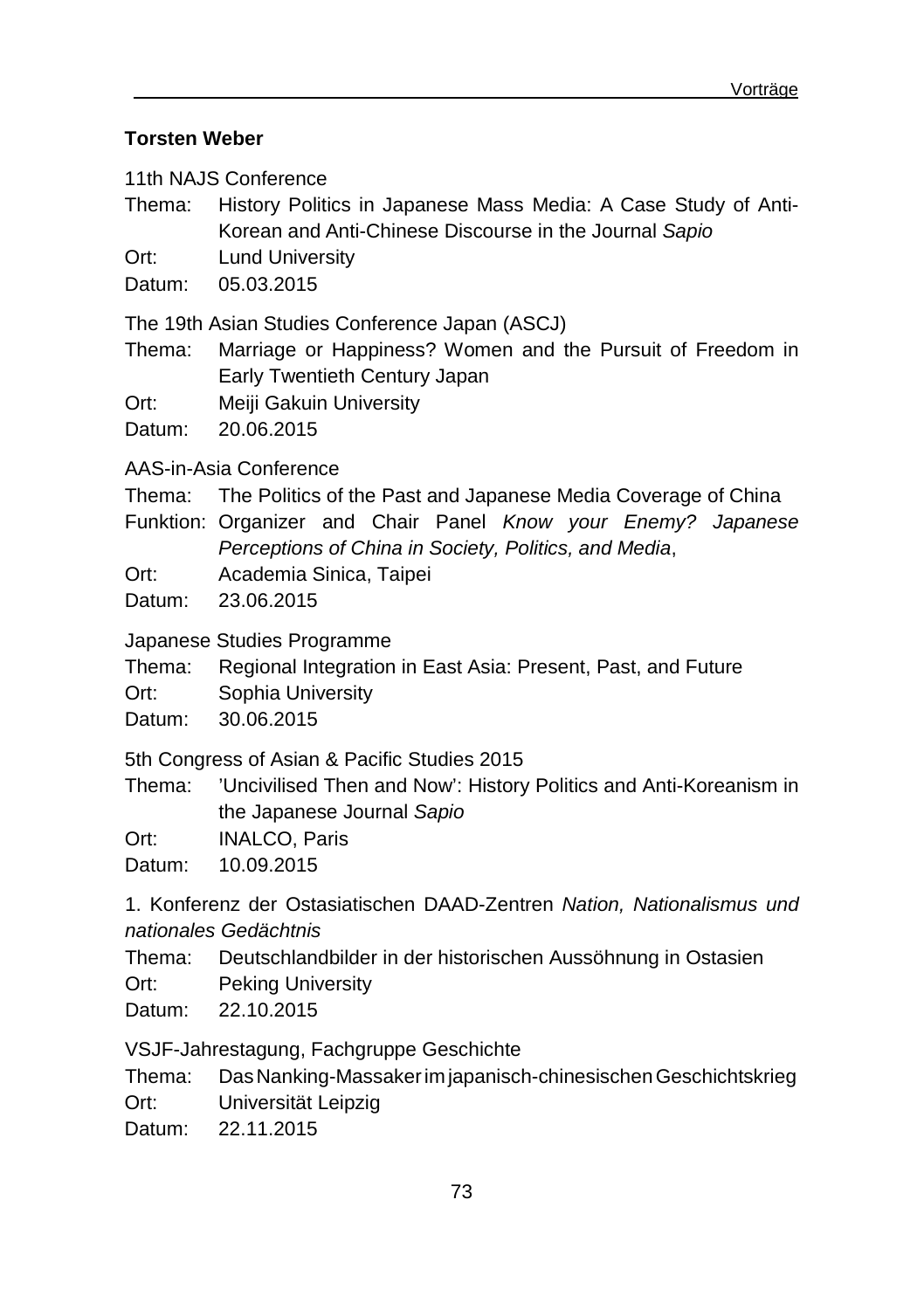**Torsten Weber**

11th NAJS Conference

Thema: History Politics in Japanese Mass Media: A Case Study of Anti-Korean and Anti-Chinese Discourse in the Journal *Sapio*
Ort: Lund University
Datum: 05.03.2015

The 19th Asian Studies Conference Japan (ASCJ)

Thema: Marriage or Happiness? Women and the Pursuit of Freedom in Early Twentieth Century Japan
Ort: Meiji Gakuin University
Datum: 20.06.2015

AAS-in-Asia Conference

Thema: The Politics of the Past and Japanese Media Coverage of China
Funktion: Organizer and Chair Panel *Know your Enemy? Japanese Perceptions of China in Society, Politics, and Media*,
Ort: Academia Sinica, Taipei
Datum: 23.06.2015

Japanese Studies Programme

Thema: Regional Integration in East Asia: Present, Past, and Future
Ort: Sophia University
Datum: 30.06.2015

5th Congress of Asian & Pacific Studies 2015

Thema: 'Uncivilised Then and Now': History Politics and Anti-Koreanism in the Japanese Journal *Sapio*
Ort: INALCO, Paris
Datum: 10.09.2015

1. Konferenz der Ostasiatischen DAAD-Zentren *Nation, Nationalismus und nationales Gedächtnis*

Thema: Deutschlandbilder in der historischen Aussöhnung in Ostasien
Ort: Peking University
Datum: 22.10.2015

VSJF-Jahrestagung, Fachgruppe Geschichte

Thema: Das Nanking-Massaker im japanisch-chinesischen Geschichtskrieg
Ort: Universität Leipzig
Datum: 22.11.2015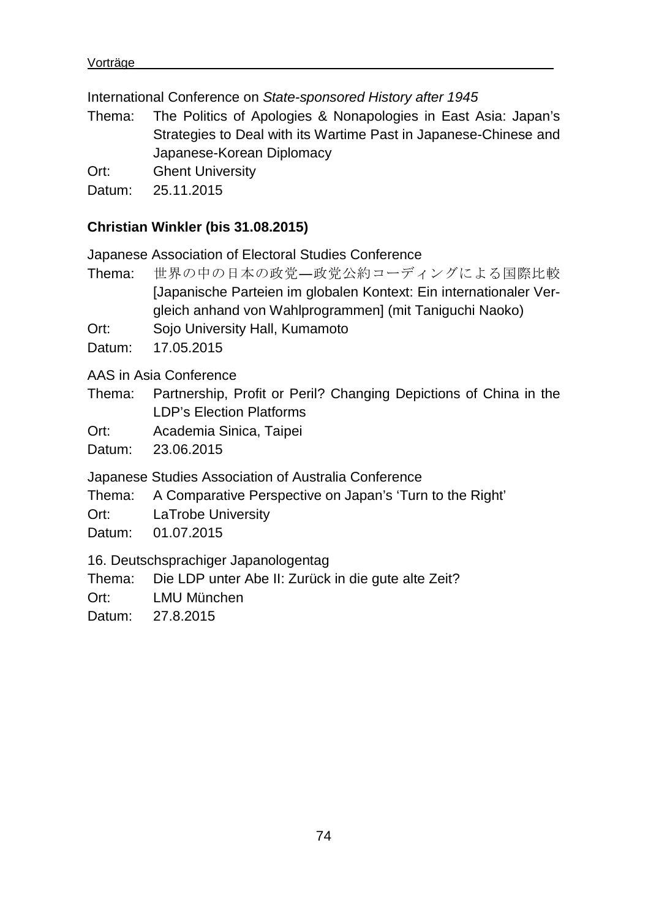International Conference on *State-sponsored History after 1945*

Thema: The Politics of Apologies & Nonapologies in East Asia: Japan's Strategies to Deal with its Wartime Past in Japanese-Chinese and Japanese-Korean Diplomacy

Ort: Ghent University

Datum: 25.11.2015

**Christian Winkler (bis 31.08.2015)**

Japanese Association of Electoral Studies Conference

Thema: 世界の中の日本の政党―政党公約コーディングによる国際比較 [Japanische Parteien im globalen Kontext: Ein internationaler Vergleich anhand von Wahlprogrammen] (mit Taniguchi Naoko)

Ort: Sojo University Hall, Kumamoto

Datum: 17.05.2015

AAS in Asia Conference

Thema: Partnership, Profit or Peril? Changing Depictions of China in the LDP's Election Platforms

Ort: Academia Sinica, Taipei

Datum: 23.06.2015

Japanese Studies Association of Australia Conference

Thema: A Comparative Perspective on Japan's 'Turn to the Right'

Ort: LaTrobe University

Datum: 01.07.2015

16. Deutschsprachiger Japanologentag

Thema: Die LDP unter Abe II: Zurück in die gute alte Zeit?

Ort: LMU München

Datum: 27.8.2015